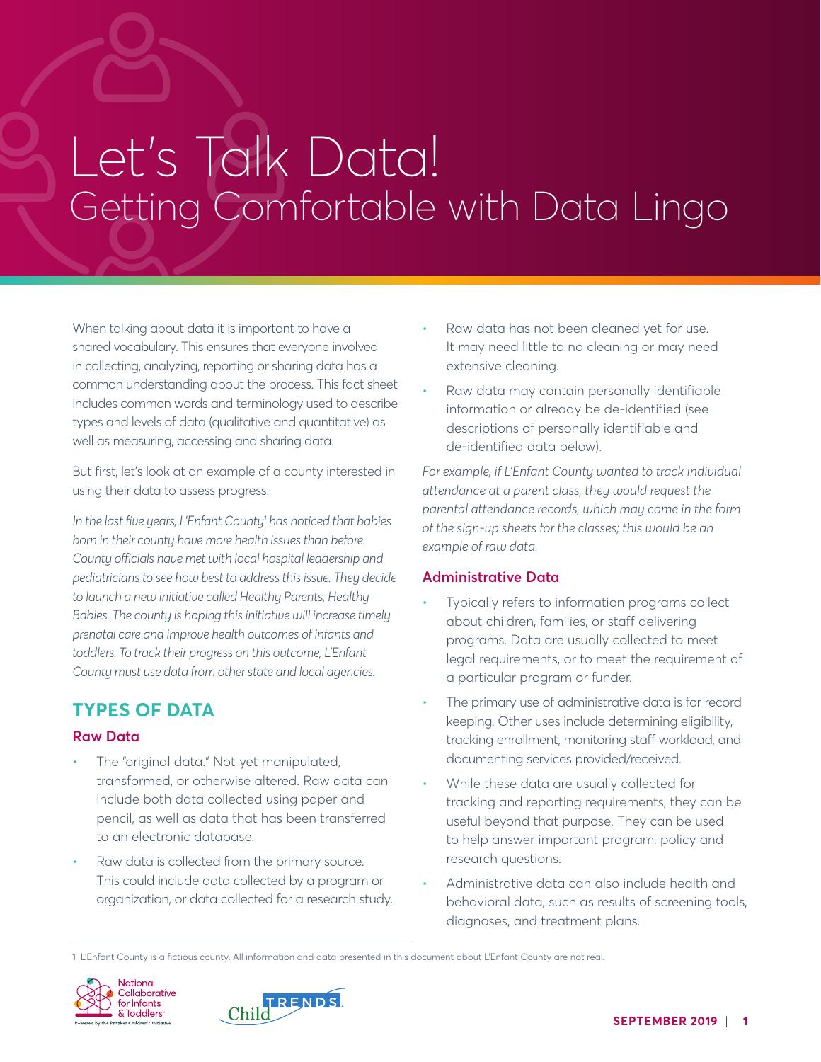# Let's Talk Data!

## Getting Comfortable with Data Lingo

When talking about data it is important to have a shared vocabulary. This ensures that everyone involved in collecting, analyzing, reporting or sharing data has a common understanding about the process. This fact sheet includes common words and terminology used to describe types and levels of data (qualitative and quantitative) as well as measuring, accessing and sharing data.

But first, let's look at an example of a county interested in using their data to assess progress:

*In the last five years, L'Enfant County[1] has noticed that babies born in their county have more health issues than before. County officials have met with local hospital leadership and pediatricians to see how best to address this issue. They decide to launch a new initiative called Healthy Parents, Healthy Babies. The county is hoping this initiative will increase timely prenatal care and improve health outcomes of infants and toddlers. To track their progress on this outcome, L'Enfant County must use data from other state and local agencies.*

## TYPES OF DATA

### Raw Data

- The "original data." Not yet manipulated, transformed, or otherwise altered. Raw data can include both data collected using paper and pencil, as well as data that has been transferred to an electronic database.
- Raw data is collected from the primary source. This could include data collected by a program or organization, or data collected for a research study.
- Raw data has not been cleaned yet for use. It may need little to no cleaning or may need extensive cleaning.
- Raw data may contain personally identifiable information or already be de-identified (see descriptions of personally identifiable and de-identified data below).

*For example, if L'Enfant County wanted to track individual attendance at a parent class, they would request the parental attendance records, which may come in the form of the sign-up sheets for the classes; this would be an example of raw data.*

### Administrative Data

- Typically refers to information programs collect about children, families, or staff delivering programs. Data are usually collected to meet legal requirements, or to meet the requirement of a particular program or funder.
- The primary use of administrative data is for record keeping. Other uses include determining eligibility, tracking enrollment, monitoring staff workload, and documenting services provided/received.
- While these data are usually collected for tracking and reporting requirements, they can be useful beyond that purpose. They can be used to help answer important program, policy and research questions.
- Administrative data can also include health and behavioral data, such as results of screening tools, diagnoses, and treatment plans.

[1] L'Enfant County is a fictious county. All information and data presented in this document about L'Enfant County are not real.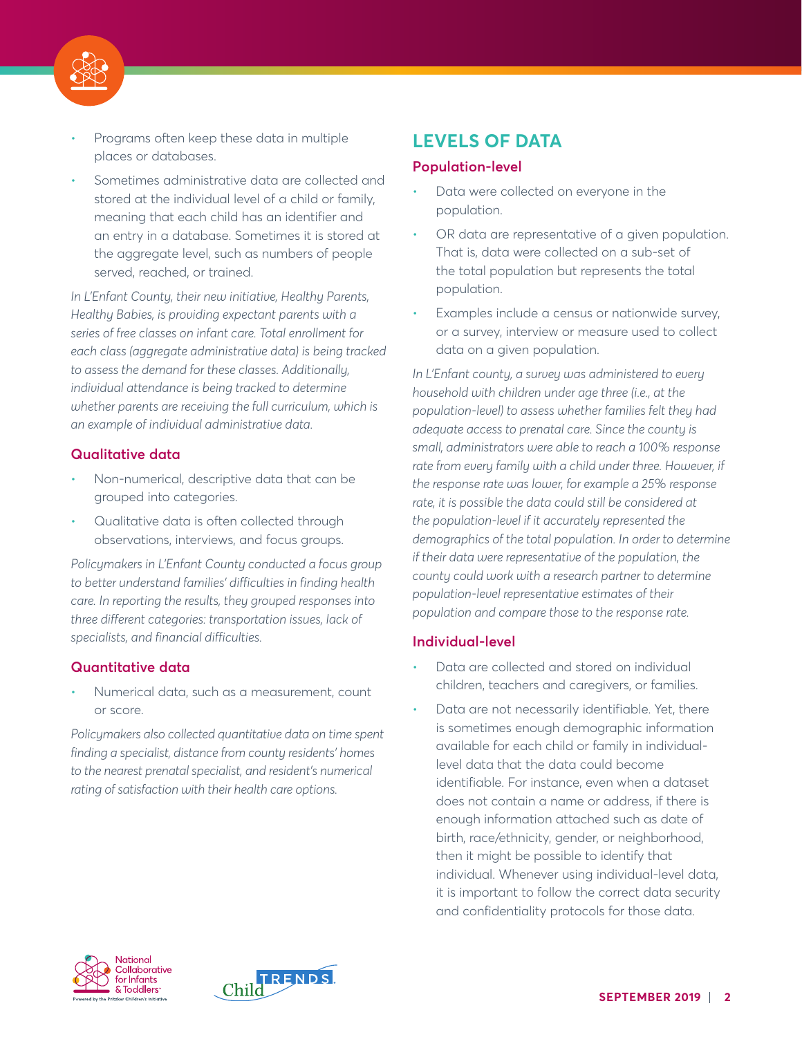- Programs often keep these data in multiple places or databases.
- Sometimes administrative data are collected and stored at the individual level of a child or family, meaning that each child has an identifier and an entry in a database. Sometimes it is stored at the aggregate level, such as numbers of people served, reached, or trained.

*In L'Enfant County, their new initiative, Healthy Parents, Healthy Babies, is providing expectant parents with a series of free classes on infant care. Total enrollment for each class (aggregate administrative data) is being tracked to assess the demand for these classes. Additionally, individual attendance is being tracked to determine whether parents are receiving the full curriculum, which is an example of individual administrative data.*

### Qualitative data

- Non-numerical, descriptive data that can be grouped into categories.
- Qualitative data is often collected through observations, interviews, and focus groups.

*Policymakers in L'Enfant County conducted a focus group to better understand families' difficulties in finding health care. In reporting the results, they grouped responses into three different categories: transportation issues, lack of specialists, and financial difficulties.*

### Quantitative data

- Numerical data, such as a measurement, count or score.

*Policymakers also collected quantitative data on time spent finding a specialist, distance from county residents' homes to the nearest prenatal specialist, and resident's numerical rating of satisfaction with their health care options.*

## LEVELS OF DATA

### Population-level

- Data were collected on everyone in the population.
- OR data are representative of a given population. That is, data were collected on a sub-set of the total population but represents the total population.
- Examples include a census or nationwide survey, or a survey, interview or measure used to collect data on a given population.

*In L'Enfant county, a survey was administered to every household with children under age three (i.e., at the population-level) to assess whether families felt they had adequate access to prenatal care. Since the county is small, administrators were able to reach a 100% response rate from every family with a child under three. However, if the response rate was lower, for example a 25% response rate, it is possible the data could still be considered at the population-level if it accurately represented the demographics of the total population. In order to determine if their data were representative of the population, the county could work with a research partner to determine population-level representative estimates of their population and compare those to the response rate.*

### Individual-level

- Data are collected and stored on individual children, teachers and caregivers, or families.
- Data are not necessarily identifiable. Yet, there is sometimes enough demographic information available for each child or family in individual-level data that the data could become identifiable. For instance, even when a dataset does not contain a name or address, if there is enough information attached such as date of birth, race/ethnicity, gender, or neighborhood, then it might be possible to identify that individual. Whenever using individual-level data, it is important to follow the correct data security and confidentiality protocols for those data.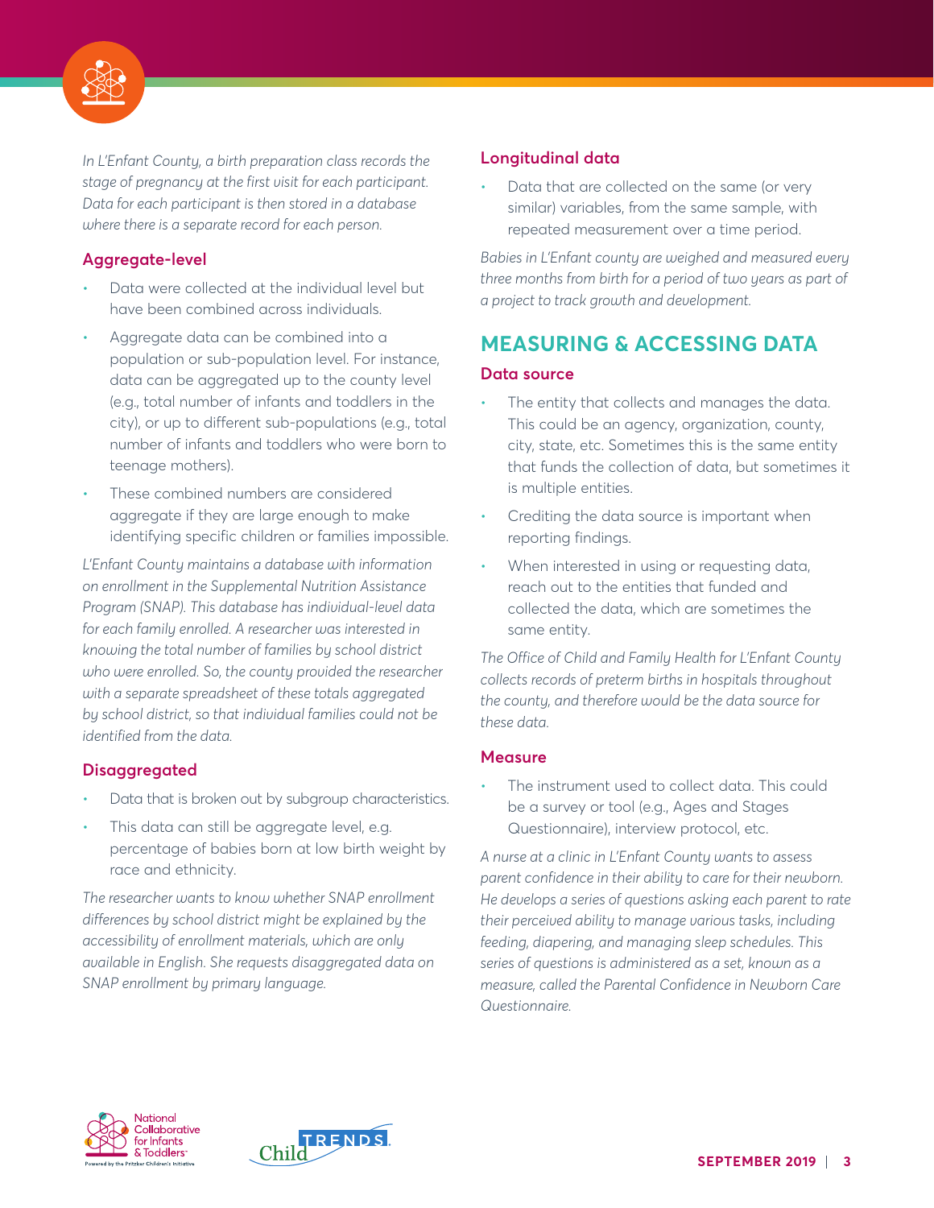*In L'Enfant County, a birth preparation class records the stage of pregnancy at the first visit for each participant. Data for each participant is then stored in a database where there is a separate record for each person.*

### Aggregate-level

- Data were collected at the individual level but have been combined across individuals.
- Aggregate data can be combined into a population or sub-population level. For instance, data can be aggregated up to the county level (e.g., total number of infants and toddlers in the city), or up to different sub-populations (e.g., total number of infants and toddlers who were born to teenage mothers).
- These combined numbers are considered aggregate if they are large enough to make identifying specific children or families impossible.

*L'Enfant County maintains a database with information on enrollment in the Supplemental Nutrition Assistance Program (SNAP). This database has individual-level data for each family enrolled. A researcher was interested in knowing the total number of families by school district who were enrolled. So, the county provided the researcher with a separate spreadsheet of these totals aggregated by school district, so that individual families could not be identified from the data.*

### Disaggregated

- Data that is broken out by subgroup characteristics.
- This data can still be aggregate level, e.g. percentage of babies born at low birth weight by race and ethnicity.

*The researcher wants to know whether SNAP enrollment differences by school district might be explained by the accessibility of enrollment materials, which are only available in English. She requests disaggregated data on SNAP enrollment by primary language.*

### Longitudinal data

- Data that are collected on the same (or very similar) variables, from the same sample, with repeated measurement over a time period.

*Babies in L'Enfant county are weighed and measured every three months from birth for a period of two years as part of a project to track growth and development.*

## MEASURING & ACCESSING DATA

### Data source

- The entity that collects and manages the data. This could be an agency, organization, county, city, state, etc. Sometimes this is the same entity that funds the collection of data, but sometimes it is multiple entities.
- Crediting the data source is important when reporting findings.
- When interested in using or requesting data, reach out to the entities that funded and collected the data, which are sometimes the same entity.

*The Office of Child and Family Health for L'Enfant County collects records of preterm births in hospitals throughout the county, and therefore would be the data source for these data.*

### Measure

- The instrument used to collect data. This could be a survey or tool (e.g., Ages and Stages Questionnaire), interview protocol, etc.

*A nurse at a clinic in L'Enfant County wants to assess parent confidence in their ability to care for their newborn. He develops a series of questions asking each parent to rate their perceived ability to manage various tasks, including feeding, diapering, and managing sleep schedules. This series of questions is administered as a set, known as a measure, called the Parental Confidence in Newborn Care Questionnaire.*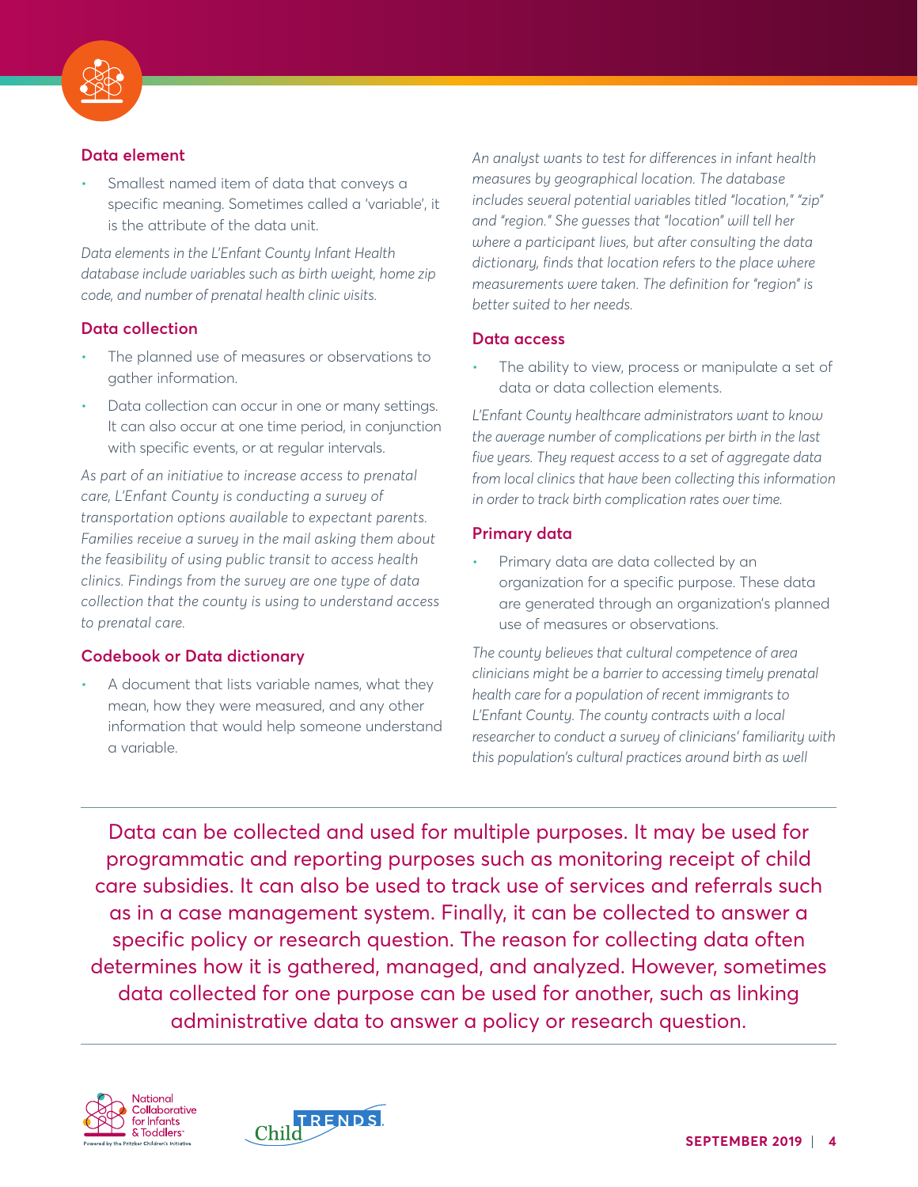### Data element

- Smallest named item of data that conveys a specific meaning. Sometimes called a 'variable', it is the attribute of the data unit.

*Data elements in the L'Enfant County Infant Health database include variables such as birth weight, home zip code, and number of prenatal health clinic visits.*

### Data collection

- The planned use of measures or observations to gather information.
- Data collection can occur in one or many settings. It can also occur at one time period, in conjunction with specific events, or at regular intervals.

*As part of an initiative to increase access to prenatal care, L'Enfant County is conducting a survey of transportation options available to expectant parents. Families receive a survey in the mail asking them about the feasibility of using public transit to access health clinics. Findings from the survey are one type of data collection that the county is using to understand access to prenatal care.*

### Codebook or Data dictionary

- A document that lists variable names, what they mean, how they were measured, and any other information that would help someone understand a variable.

*An analyst wants to test for differences in infant health measures by geographical location. The database includes several potential variables titled "location," "zip" and "region." She guesses that "location" will tell her where a participant lives, but after consulting the data dictionary, finds that location refers to the place where measurements were taken. The definition for "region" is better suited to her needs.*

### Data access

- The ability to view, process or manipulate a set of data or data collection elements.

*L'Enfant County healthcare administrators want to know the average number of complications per birth in the last five years. They request access to a set of aggregate data from local clinics that have been collecting this information in order to track birth complication rates over time.*

### Primary data

- Primary data are data collected by an organization for a specific purpose. These data are generated through an organization's planned use of measures or observations.

*The county believes that cultural competence of area clinicians might be a barrier to accessing timely prenatal health care for a population of recent immigrants to L'Enfant County. The county contracts with a local researcher to conduct a survey of clinicians' familiarity with this population's cultural practices around birth as well*

---

Data can be collected and used for multiple purposes. It may be used for programmatic and reporting purposes such as monitoring receipt of child care subsidies. It can also be used to track use of services and referrals such as in a case management system. Finally, it can be collected to answer a specific policy or research question. The reason for collecting data often determines how it is gathered, managed, and analyzed. However, sometimes data collected for one purpose can be used for another, such as linking administrative data to answer a policy or research question.

---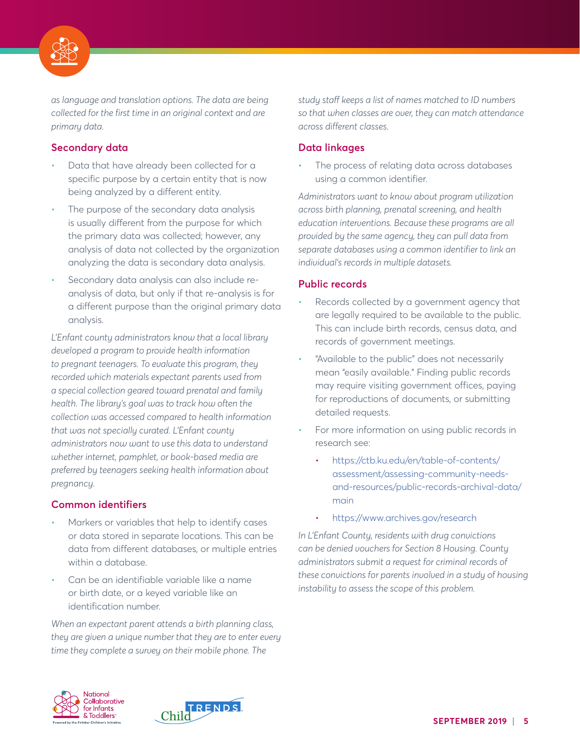*as language and translation options. The data are being collected for the first time in an original context and are primary data.*

### Secondary data

- Data that have already been collected for a specific purpose by a certain entity that is now being analyzed by a different entity.
- The purpose of the secondary data analysis is usually different from the purpose for which the primary data was collected; however, any analysis of data not collected by the organization analyzing the data is secondary data analysis.
- Secondary data analysis can also include re-analysis of data, but only if that re-analysis is for a different purpose than the original primary data analysis.

*L'Enfant county administrators know that a local library developed a program to provide health information to pregnant teenagers. To evaluate this program, they recorded which materials expectant parents used from a special collection geared toward prenatal and family health. The library's goal was to track how often the collection was accessed compared to health information that was not specially curated. L'Enfant county administrators now want to use this data to understand whether internet, pamphlet, or book-based media are preferred by teenagers seeking health information about pregnancy.*

### Common identifiers

- Markers or variables that help to identify cases or data stored in separate locations. This can be data from different databases, or multiple entries within a database.
- Can be an identifiable variable like a name or birth date, or a keyed variable like an identification number.

*When an expectant parent attends a birth planning class, they are given a unique number that they are to enter every time they complete a survey on their mobile phone. The study staff keeps a list of names matched to ID numbers so that when classes are over, they can match attendance across different classes.*

### Data linkages

- The process of relating data across databases using a common identifier.

*Administrators want to know about program utilization across birth planning, prenatal screening, and health education interventions. Because these programs are all provided by the same agency, they can pull data from separate databases using a common identifier to link an individual's records in multiple datasets.*

### Public records

- Records collected by a government agency that are legally required to be available to the public. This can include birth records, census data, and records of government meetings.
- "Available to the public" does not necessarily mean "easily available." Finding public records may require visiting government offices, paying for reproductions of documents, or submitting detailed requests.
- For more information on using public records in research see:
  - https://ctb.ku.edu/en/table-of-contents/assessment/assessing-community-needs-and-resources/public-records-archival-data/main
  - https://www.archives.gov/research

*In L'Enfant County, residents with drug convictions can be denied vouchers for Section 8 Housing. County administrators submit a request for criminal records of these convictions for parents involved in a study of housing instability to assess the scope of this problem.*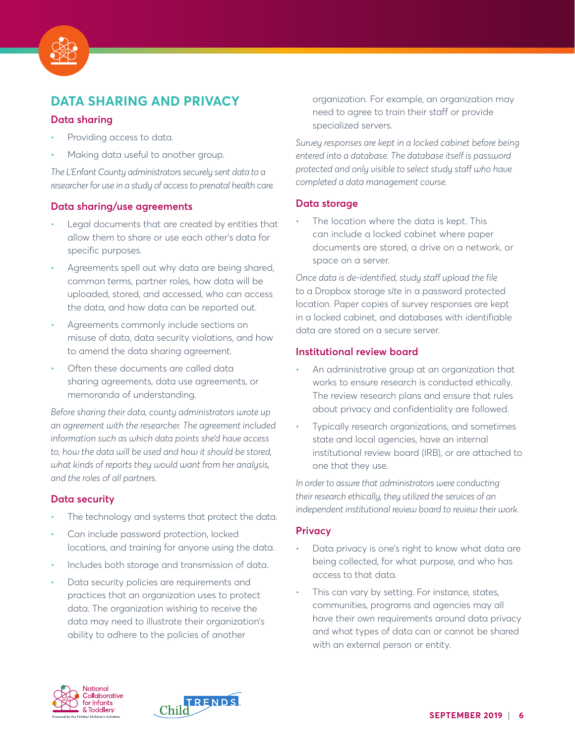## DATA SHARING AND PRIVACY

### Data sharing

- Providing access to data.
- Making data useful to another group.

*The L'Enfant County administrators securely sent data to a researcher for use in a study of access to prenatal health care.*

### Data sharing/use agreements

- Legal documents that are created by entities that allow them to share or use each other's data for specific purposes.
- Agreements spell out why data are being shared, common terms, partner roles, how data will be uploaded, stored, and accessed, who can access the data, and how data can be reported out.
- Agreements commonly include sections on misuse of data, data security violations, and how to amend the data sharing agreement.
- Often these documents are called data sharing agreements, data use agreements, or memoranda of understanding.

*Before sharing their data, county administrators wrote up an agreement with the researcher. The agreement included information such as which data points she'd have access to, how the data will be used and how it should be stored, what kinds of reports they would want from her analysis, and the roles of all partners.*

### Data security

- The technology and systems that protect the data.
- Can include password protection, locked locations, and training for anyone using the data.
- Includes both storage and transmission of data.
- Data security policies are requirements and practices that an organization uses to protect data. The organization wishing to receive the data may need to illustrate their organization's ability to adhere to the policies of another organization. For example, an organization may need to agree to train their staff or provide specialized servers.

*Survey responses are kept in a locked cabinet before being entered into a database. The database itself is password protected and only visible to select study staff who have completed a data management course.*

### Data storage

- The location where the data is kept. This can include a locked cabinet where paper documents are stored, a drive on a network, or space on a server.

*Once data is de-identified, study staff upload the file to a Dropbox storage site in a password protected location. Paper copies of survey responses are kept in a locked cabinet, and databases with identifiable data are stored on a secure server.*

### Institutional review board

- An administrative group at an organization that works to ensure research is conducted ethically. The review research plans and ensure that rules about privacy and confidentiality are followed.
- Typically research organizations, and sometimes state and local agencies, have an internal institutional review board (IRB), or are attached to one that they use.

*In order to assure that administrators were conducting their research ethically, they utilized the services of an independent institutional review board to review their work.*

### Privacy

- Data privacy is one's right to know what data are being collected, for what purpose, and who has access to that data.
- This can vary by setting. For instance, states, communities, programs and agencies may all have their own requirements around data privacy and what types of data can or cannot be shared with an external person or entity.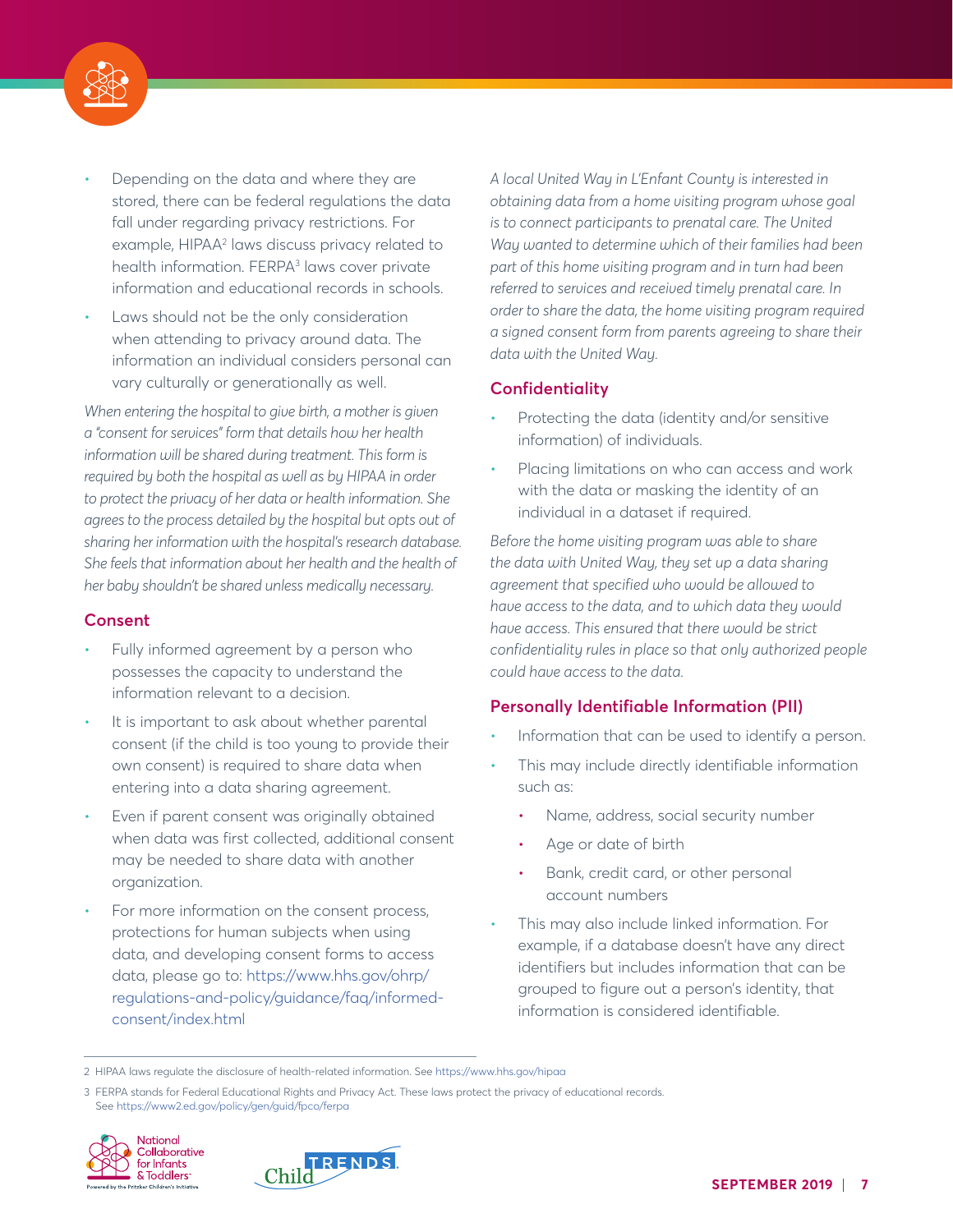- Depending on the data and where they are stored, there can be federal regulations the data fall under regarding privacy restrictions. For example, HIPAA[2] laws discuss privacy related to health information. FERPA[3] laws cover private information and educational records in schools.
- Laws should not be the only consideration when attending to privacy around data. The information an individual considers personal can vary culturally or generationally as well.

*When entering the hospital to give birth, a mother is given a "consent for services" form that details how her health information will be shared during treatment. This form is required by both the hospital as well as by HIPAA in order to protect the privacy of her data or health information. She agrees to the process detailed by the hospital but opts out of sharing her information with the hospital's research database. She feels that information about her health and the health of her baby shouldn't be shared unless medically necessary.*

### Consent

- Fully informed agreement by a person who possesses the capacity to understand the information relevant to a decision.
- It is important to ask about whether parental consent (if the child is too young to provide their own consent) is required to share data when entering into a data sharing agreement.
- Even if parent consent was originally obtained when data was first collected, additional consent may be needed to share data with another organization.
- For more information on the consent process, protections for human subjects when using data, and developing consent forms to access data, please go to: https://www.hhs.gov/ohrp/regulations-and-policy/guidance/faq/informed-consent/index.html

*A local United Way in L'Enfant County is interested in obtaining data from a home visiting program whose goal is to connect participants to prenatal care. The United Way wanted to determine which of their families had been part of this home visiting program and in turn had been referred to services and received timely prenatal care. In order to share the data, the home visiting program required a signed consent form from parents agreeing to share their data with the United Way.*

### Confidentiality

- Protecting the data (identity and/or sensitive information) of individuals.
- Placing limitations on who can access and work with the data or masking the identity of an individual in a dataset if required.

*Before the home visiting program was able to share the data with United Way, they set up a data sharing agreement that specified who would be allowed to have access to the data, and to which data they would have access. This ensured that there would be strict confidentiality rules in place so that only authorized people could have access to the data.*

### Personally Identifiable Information (PII)

- Information that can be used to identify a person.
- This may include directly identifiable information such as:
  - Name, address, social security number
  - Age or date of birth
  - Bank, credit card, or other personal account numbers
- This may also include linked information. For example, if a database doesn't have any direct identifiers but includes information that can be grouped to figure out a person's identity, that information is considered identifiable.

---

2 HIPAA laws regulate the disclosure of health-related information. See https://www.hhs.gov/hipaa

3 FERPA stands for Federal Educational Rights and Privacy Act. These laws protect the privacy of educational records. See https://www2.ed.gov/policy/gen/guid/fpco/ferpa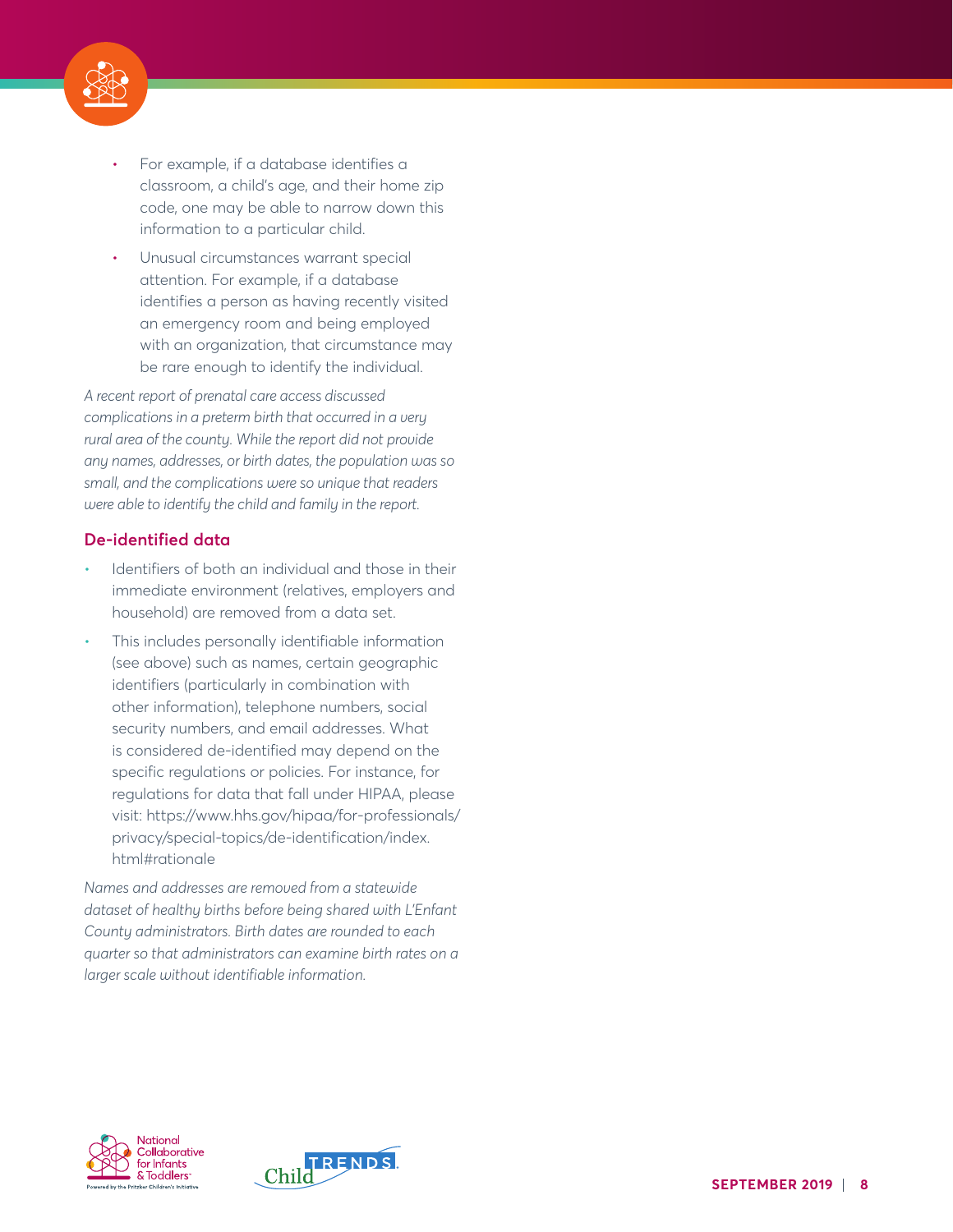- For example, if a database identifies a classroom, a child's age, and their home zip code, one may be able to narrow down this information to a particular child.
- Unusual circumstances warrant special attention. For example, if a database identifies a person as having recently visited an emergency room and being employed with an organization, that circumstance may be rare enough to identify the individual.

*A recent report of prenatal care access discussed complications in a preterm birth that occurred in a very rural area of the county. While the report did not provide any names, addresses, or birth dates, the population was so small, and the complications were so unique that readers were able to identify the child and family in the report.*

### De-identified data

- Identifiers of both an individual and those in their immediate environment (relatives, employers and household) are removed from a data set.
- This includes personally identifiable information (see above) such as names, certain geographic identifiers (particularly in combination with other information), telephone numbers, social security numbers, and email addresses. What is considered de-identified may depend on the specific regulations or policies. For instance, for regulations for data that fall under HIPAA, please visit: https://www.hhs.gov/hipaa/for-professionals/privacy/special-topics/de-identification/index.html#rationale

*Names and addresses are removed from a statewide dataset of healthy births before being shared with L'Enfant County administrators. Birth dates are rounded to each quarter so that administrators can examine birth rates on a larger scale without identifiable information.*